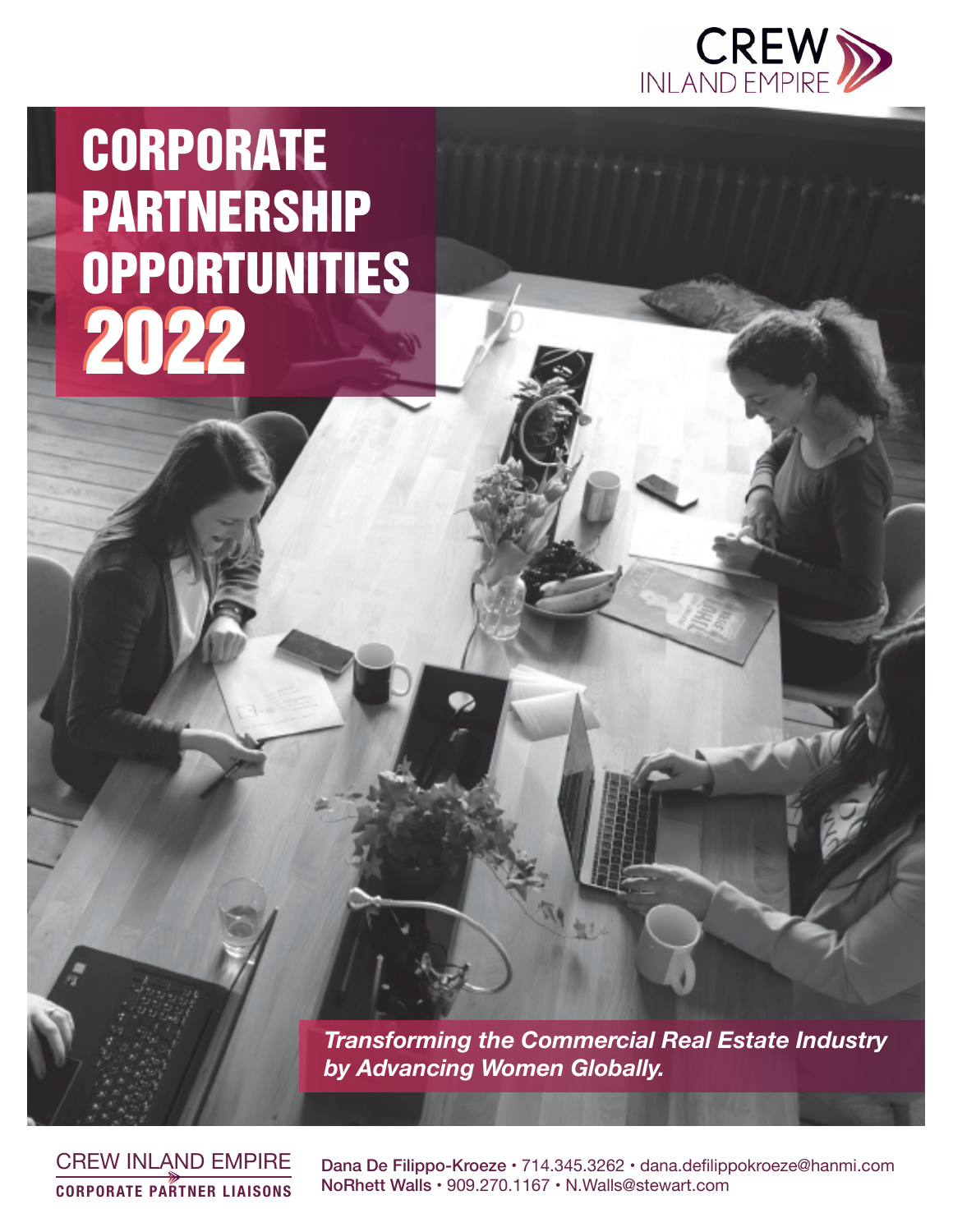CREW INLAND EMPIRE

# CORPORATE PARTNERSHIP OPPORTUNITIES 2022

***Transforming the Commercial Real Estate Industry by Advancing Women Globally.***

CREW INLAND EMPIRE
**CORPORATE PARTNER LIAISONS**

**Dana De Filippo-Kroeze** • 714.345.3262 • dana.defilippokroeze@hanmi.com
**NoRhett Walls** • 909.270.1167 • N.Walls@stewart.com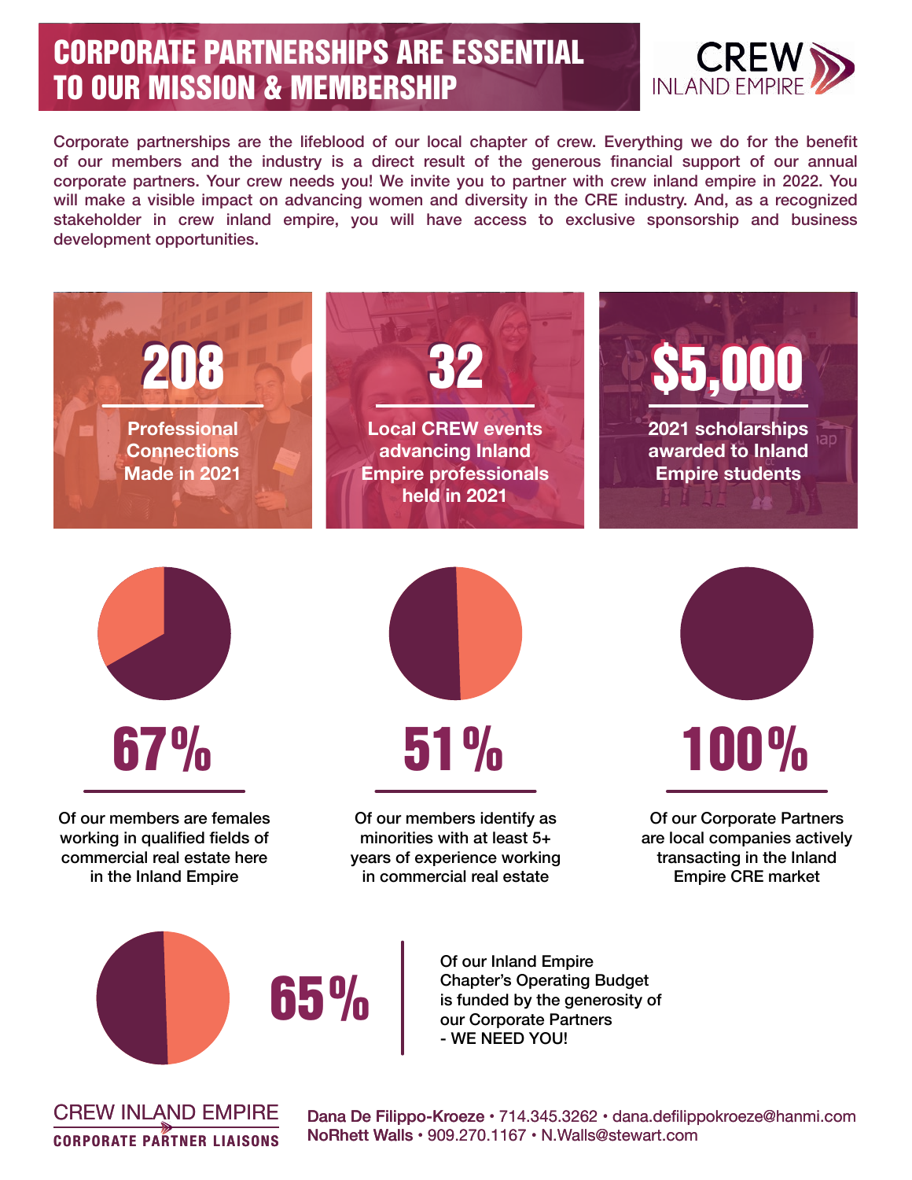# CORPORATE PARTNERSHIPS ARE ESSENTIAL TO OUR MISSION & MEMBERSHIP

CREW INLAND EMPIRE

Corporate partnerships are the lifeblood of our local chapter of crew. Everything we do for the benefit of our members and the industry is a direct result of the generous financial support of our annual corporate partners. Your crew needs you! We invite you to partner with crew inland empire in 2022. You will make a visible impact on advancing women and diversity in the CRE industry. And, as a recognized stakeholder in crew inland empire, you will have access to exclusive sponsorship and business development opportunities.

**208**
Professional Connections Made in 2021

**32**
Local CREW events advancing Inland Empire professionals held in 2021

**$5,000**
2021 scholarships awarded to Inland Empire students

**67%**
Of our members are females working in qualified fields of commercial real estate here in the Inland Empire

**51%**
Of our members identify as minorities with at least 5+ years of experience working in commercial real estate

**100%**
Of our Corporate Partners are local companies actively transacting in the Inland Empire CRE market

**65%**
Of our Inland Empire Chapter's Operating Budget is funded by the generosity of our Corporate Partners - WE NEED YOU!

CREW INLAND EMPIRE
CORPORATE PARTNER LIAISONS

**Dana De Filippo-Kroeze** • 714.345.3262 • dana.defilippokroeze@hanmi.com
**NoRhett Walls** • 909.270.1167 • N.Walls@stewart.com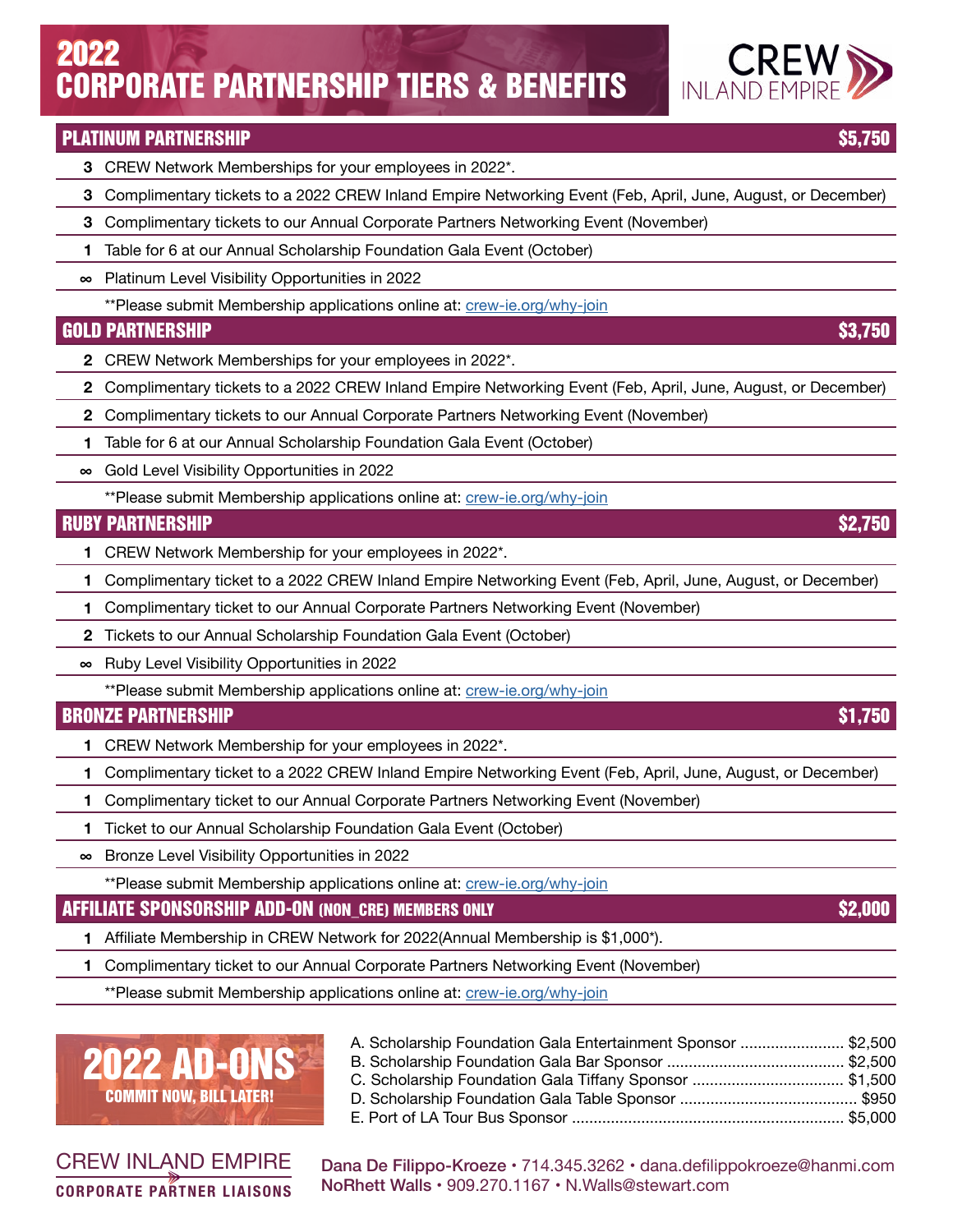# 2022 CORPORATE PARTNERSHIP TIERS & BENEFITS

CREW INLAND EMPIRE

## PLATINUM PARTNERSHIP — $5,750

- **3** CREW Network Memberships for your employees in 2022*.
- **3** Complimentary tickets to a 2022 CREW Inland Empire Networking Event (Feb, April, June, August, or December)
- **3** Complimentary tickets to our Annual Corporate Partners Networking Event (November)
- **1** Table for 6 at our Annual Scholarship Foundation Gala Event (October)
- **∞** Platinum Level Visibility Opportunities in 2022

**Please submit Membership applications online at: crew-ie.org/why-join

## GOLD PARTNERSHIP — $3,750

- **2** CREW Network Memberships for your employees in 2022*.
- **2** Complimentary tickets to a 2022 CREW Inland Empire Networking Event (Feb, April, June, August, or December)
- **2** Complimentary tickets to our Annual Corporate Partners Networking Event (November)
- **1** Table for 6 at our Annual Scholarship Foundation Gala Event (October)
- **∞** Gold Level Visibility Opportunities in 2022

**Please submit Membership applications online at: crew-ie.org/why-join

## RUBY PARTNERSHIP — $2,750

- **1** CREW Network Membership for your employees in 2022*.
- **1** Complimentary ticket to a 2022 CREW Inland Empire Networking Event (Feb, April, June, August, or December)
- **1** Complimentary ticket to our Annual Corporate Partners Networking Event (November)
- **2** Tickets to our Annual Scholarship Foundation Gala Event (October)
- **∞** Ruby Level Visibility Opportunities in 2022

**Please submit Membership applications online at: crew-ie.org/why-join

## BRONZE PARTNERSHIP — $1,750

- **1** CREW Network Membership for your employees in 2022*.
- **1** Complimentary ticket to a 2022 CREW Inland Empire Networking Event (Feb, April, June, August, or December)
- **1** Complimentary ticket to our Annual Corporate Partners Networking Event (November)
- **1** Ticket to our Annual Scholarship Foundation Gala Event (October)
- **∞** Bronze Level Visibility Opportunities in 2022

**Please submit Membership applications online at: crew-ie.org/why-join

## AFFILIATE SPONSORSHIP ADD-ON (NON_CRE) MEMBERS ONLY — $2,000

- **1** Affiliate Membership in CREW Network for 2022(Annual Membership is $1,000*).
- **1** Complimentary ticket to our Annual Corporate Partners Networking Event (November)

**Please submit Membership applications online at: crew-ie.org/why-join

## 2022 AD-ONS

**COMMIT NOW, BILL LATER!**

- A. Scholarship Foundation Gala Entertainment Sponsor ........................ $2,500
- B. Scholarship Foundation Gala Bar Sponsor ........................................ $2,500
- C. Scholarship Foundation Gala Tiffany Sponsor .................................. $1,500
- D. Scholarship Foundation Gala Table Sponsor ........................................ $950
- E. Port of LA Tour Bus Sponsor ............................................................. $5,000

CREW INLAND EMPIRE
**CORPORATE PARTNER LIAISONS**

**Dana De Filippo-Kroeze** • 714.345.3262 • dana.defilippokroeze@hanmi.com
**NoRhett Walls** • 909.270.1167 • N.Walls@stewart.com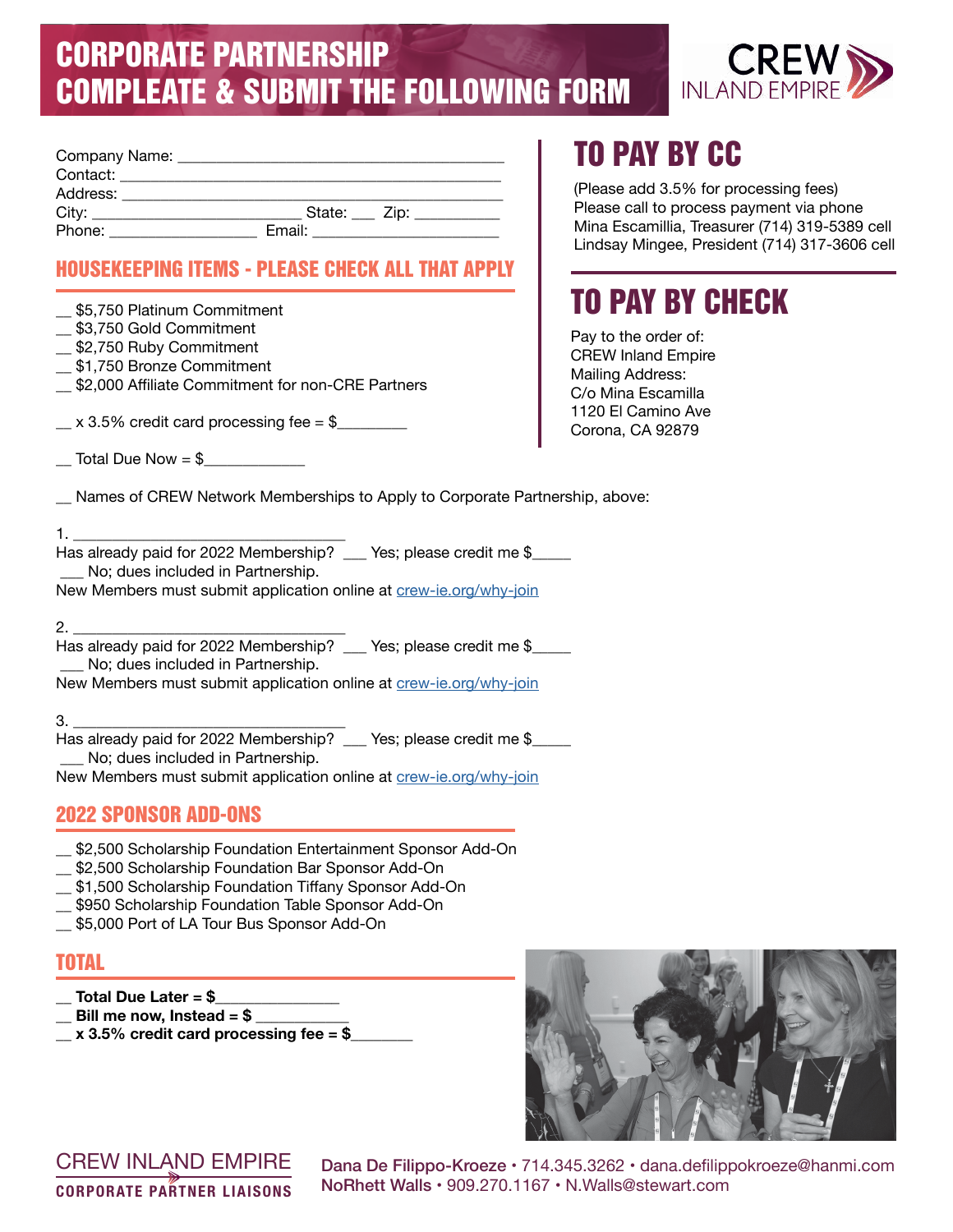# CORPORATE PARTNERSHIP COMPLEATE & SUBMIT THE FOLLOWING FORM

CREW INLAND EMPIRE

Company Name: ________________________________________
Contact: ____________________________________________
Address: ____________________________________________
City: __________________________ State: ___ Zip: __________
Phone: __________________ Email: ______________________

## HOUSEKEEPING ITEMS - PLEASE CHECK ALL THAT APPLY

__ $5,750 Platinum Commitment
__ $3,750 Gold Commitment
__ $2,750 Ruby Commitment
__ $1,750 Bronze Commitment
__ $2,000 Affiliate Commitment for non-CRE Partners

__ x 3.5% credit card processing fee = $________

__ Total Due Now = $____________

__ Names of CREW Network Memberships to Apply to Corporate Partnership, above:

1. _________________________________
Has already paid for 2022 Membership? ___ Yes; please credit me $_____
___ No; dues included in Partnership.
New Members must submit application online at crew-ie.org/why-join

2. _________________________________
Has already paid for 2022 Membership? ___ Yes; please credit me $_____
___ No; dues included in Partnership.
New Members must submit application online at crew-ie.org/why-join

3. _________________________________
Has already paid for 2022 Membership? ___ Yes; please credit me $_____
___ No; dues included in Partnership.
New Members must submit application online at crew-ie.org/why-join

## 2022 SPONSOR ADD-ONS

__ $2,500 Scholarship Foundation Entertainment Sponsor Add-On
__ $2,500 Scholarship Foundation Bar Sponsor Add-On
__ $1,500 Scholarship Foundation Tiffany Sponsor Add-On
__ $950 Scholarship Foundation Table Sponsor Add-On
__ $5,000 Port of LA Tour Bus Sponsor Add-On

## TOTAL

__ **Total Due Later = $**______________
__ **Bill me now, Instead = $** ___________
__ **x 3.5% credit card processing fee = $**_______

## TO PAY BY CC

(Please add 3.5% for processing fees)
Please call to process payment via phone
Mina Escamillia, Treasurer (714) 319-5389 cell
Lindsay Mingee, President (714) 317-3606 cell

## TO PAY BY CHECK

Pay to the order of:
CREW Inland Empire
Mailing Address:
C/o Mina Escamilla
1120 El Camino Ave
Corona, CA 92879

CREW INLAND EMPIRE
CORPORATE PARTNER LIAISONS

**Dana De Filippo-Kroeze** • 714.345.3262 • dana.defilippokroeze@hanmi.com
**NoRhett Walls** • 909.270.1167 • N.Walls@stewart.com